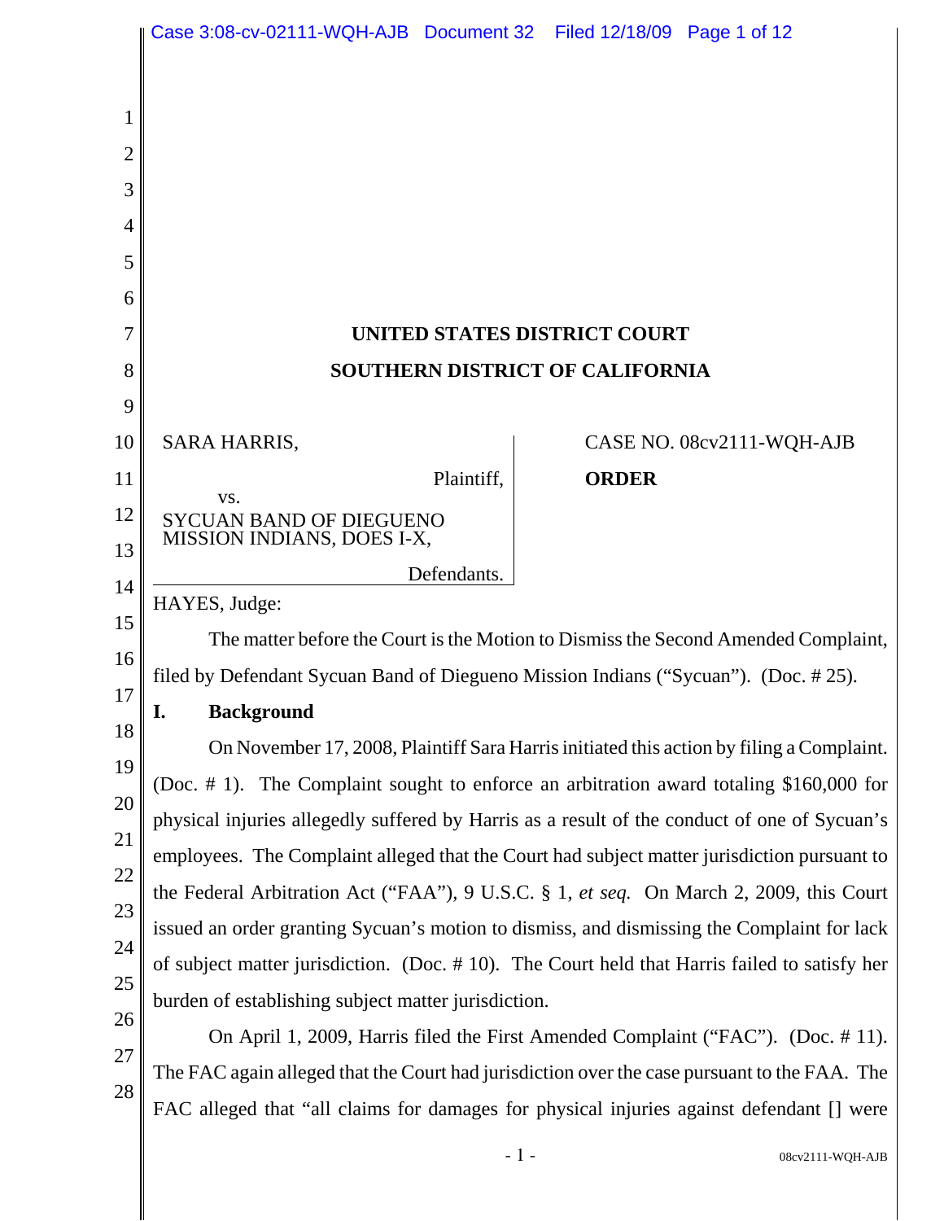UNITED STATES DISTRICT COURT

SOUTHERN DISTRICT OF CALIFORNIA

SARA HARRIS,

Plaintiff,

vs.

SYCUAN BAND OF DIEGUENO MISSION INDIANS, DOES I-X,

Defendants.

CASE NO. 08cv2111-WQH-AJB

**ORDER**

HAYES, Judge:

The matter before the Court is the Motion to Dismiss the Second Amended Complaint, filed by Defendant Sycuan Band of Diegueno Mission Indians ("Sycuan"). (Doc. # 25).

## I. Background

On November 17, 2008, Plaintiff Sara Harris initiated this action by filing a Complaint. (Doc. # 1). The Complaint sought to enforce an arbitration award totaling $160,000 for physical injuries allegedly suffered by Harris as a result of the conduct of one of Sycuan's employees. The Complaint alleged that the Court had subject matter jurisdiction pursuant to the Federal Arbitration Act ("FAA"), 9 U.S.C. § 1, *et seq.* On March 2, 2009, this Court issued an order granting Sycuan's motion to dismiss, and dismissing the Complaint for lack of subject matter jurisdiction. (Doc. # 10). The Court held that Harris failed to satisfy her burden of establishing subject matter jurisdiction.

On April 1, 2009, Harris filed the First Amended Complaint ("FAC"). (Doc. # 11). The FAC again alleged that the Court had jurisdiction over the case pursuant to the FAA. The FAC alleged that "all claims for damages for physical injuries against defendant [] were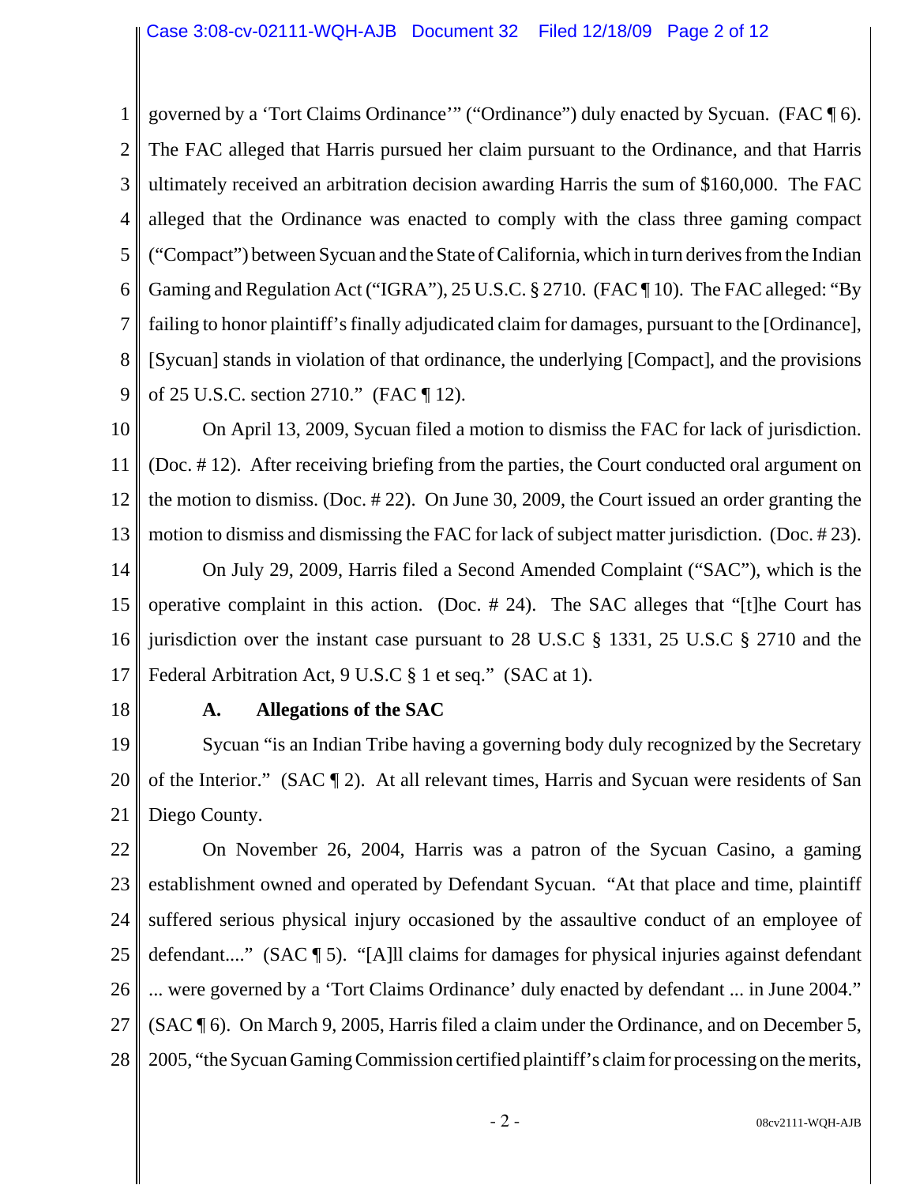governed by a 'Tort Claims Ordinance'" ("Ordinance") duly enacted by Sycuan. (FAC ¶ 6). The FAC alleged that Harris pursued her claim pursuant to the Ordinance, and that Harris ultimately received an arbitration decision awarding Harris the sum of $160,000. The FAC alleged that the Ordinance was enacted to comply with the class three gaming compact ("Compact") between Sycuan and the State of California, which in turn derives from the Indian Gaming and Regulation Act ("IGRA"), 25 U.S.C. § 2710. (FAC ¶ 10). The FAC alleged: "By failing to honor plaintiff's finally adjudicated claim for damages, pursuant to the [Ordinance], [Sycuan] stands in violation of that ordinance, the underlying [Compact], and the provisions of 25 U.S.C. section 2710." (FAC ¶ 12).

On April 13, 2009, Sycuan filed a motion to dismiss the FAC for lack of jurisdiction. (Doc. # 12). After receiving briefing from the parties, the Court conducted oral argument on the motion to dismiss. (Doc. # 22). On June 30, 2009, the Court issued an order granting the motion to dismiss and dismissing the FAC for lack of subject matter jurisdiction. (Doc. # 23).

On July 29, 2009, Harris filed a Second Amended Complaint ("SAC"), which is the operative complaint in this action. (Doc. # 24). The SAC alleges that "[t]he Court has jurisdiction over the instant case pursuant to 28 U.S.C § 1331, 25 U.S.C § 2710 and the Federal Arbitration Act, 9 U.S.C § 1 et seq." (SAC at 1).

**A. Allegations of the SAC**

Sycuan "is an Indian Tribe having a governing body duly recognized by the Secretary of the Interior." (SAC ¶ 2). At all relevant times, Harris and Sycuan were residents of San Diego County.

On November 26, 2004, Harris was a patron of the Sycuan Casino, a gaming establishment owned and operated by Defendant Sycuan. "At that place and time, plaintiff suffered serious physical injury occasioned by the assaultive conduct of an employee of defendant...." (SAC ¶ 5). "[A]ll claims for damages for physical injuries against defendant ... were governed by a 'Tort Claims Ordinance' duly enacted by defendant ... in June 2004." (SAC ¶ 6). On March 9, 2005, Harris filed a claim under the Ordinance, and on December 5, 2005, "the Sycuan Gaming Commission certified plaintiff's claim for processing on the merits,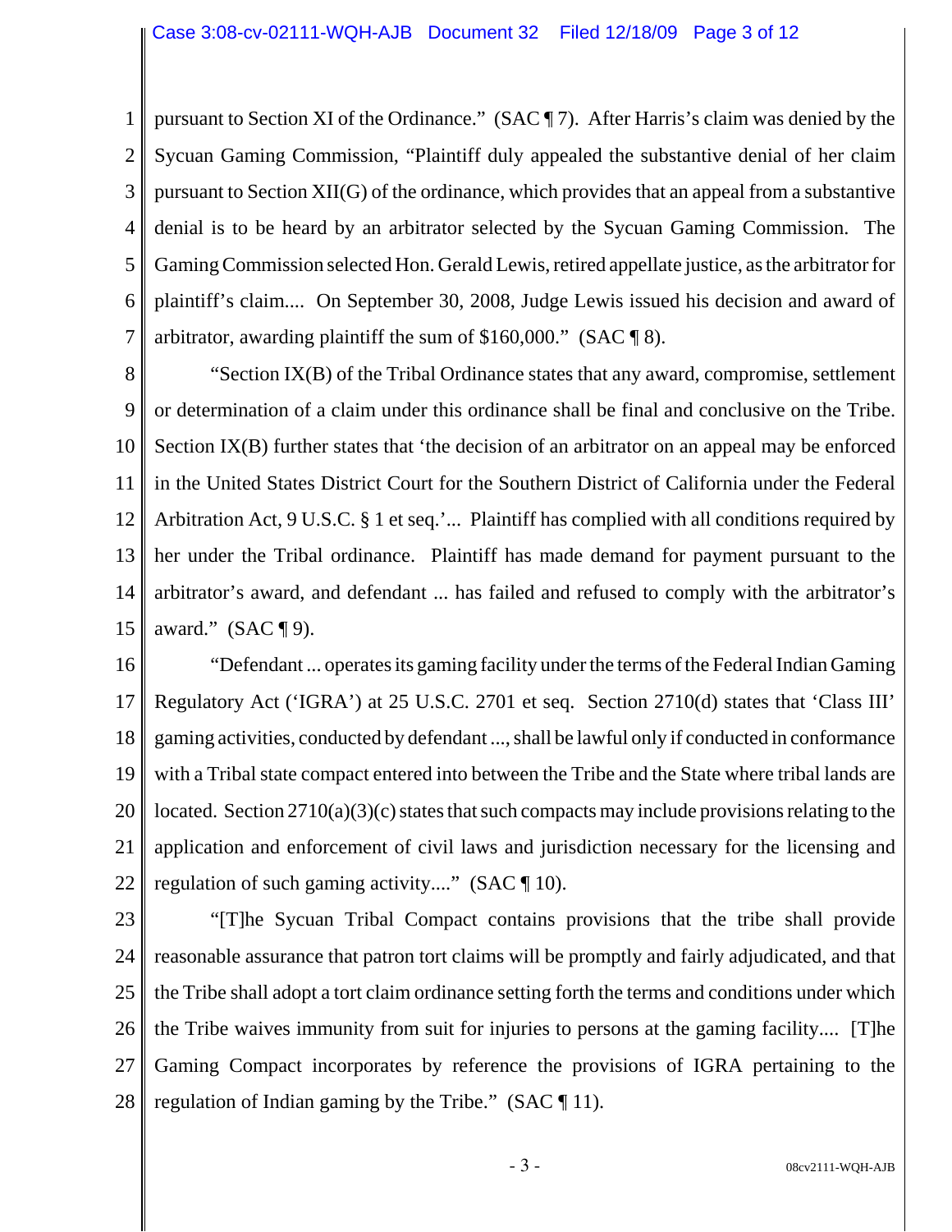pursuant to Section XI of the Ordinance." (SAC ¶ 7). After Harris's claim was denied by the Sycuan Gaming Commission, "Plaintiff duly appealed the substantive denial of her claim pursuant to Section XII(G) of the ordinance, which provides that an appeal from a substantive denial is to be heard by an arbitrator selected by the Sycuan Gaming Commission. The Gaming Commission selected Hon. Gerald Lewis, retired appellate justice, as the arbitrator for plaintiff's claim.... On September 30, 2008, Judge Lewis issued his decision and award of arbitrator, awarding plaintiff the sum of $160,000." (SAC ¶ 8).

"Section IX(B) of the Tribal Ordinance states that any award, compromise, settlement or determination of a claim under this ordinance shall be final and conclusive on the Tribe. Section IX(B) further states that 'the decision of an arbitrator on an appeal may be enforced in the United States District Court for the Southern District of California under the Federal Arbitration Act, 9 U.S.C. § 1 et seq.'... Plaintiff has complied with all conditions required by her under the Tribal ordinance. Plaintiff has made demand for payment pursuant to the arbitrator's award, and defendant ... has failed and refused to comply with the arbitrator's award." (SAC ¶ 9).

"Defendant ... operates its gaming facility under the terms of the Federal Indian Gaming Regulatory Act ('IGRA') at 25 U.S.C. 2701 et seq. Section 2710(d) states that 'Class III' gaming activities, conducted by defendant ..., shall be lawful only if conducted in conformance with a Tribal state compact entered into between the Tribe and the State where tribal lands are located. Section 2710(a)(3)(c) states that such compacts may include provisions relating to the application and enforcement of civil laws and jurisdiction necessary for the licensing and regulation of such gaming activity...." (SAC ¶ 10).

"[T]he Sycuan Tribal Compact contains provisions that the tribe shall provide reasonable assurance that patron tort claims will be promptly and fairly adjudicated, and that the Tribe shall adopt a tort claim ordinance setting forth the terms and conditions under which the Tribe waives immunity from suit for injuries to persons at the gaming facility.... [T]he Gaming Compact incorporates by reference the provisions of IGRA pertaining to the regulation of Indian gaming by the Tribe." (SAC ¶ 11).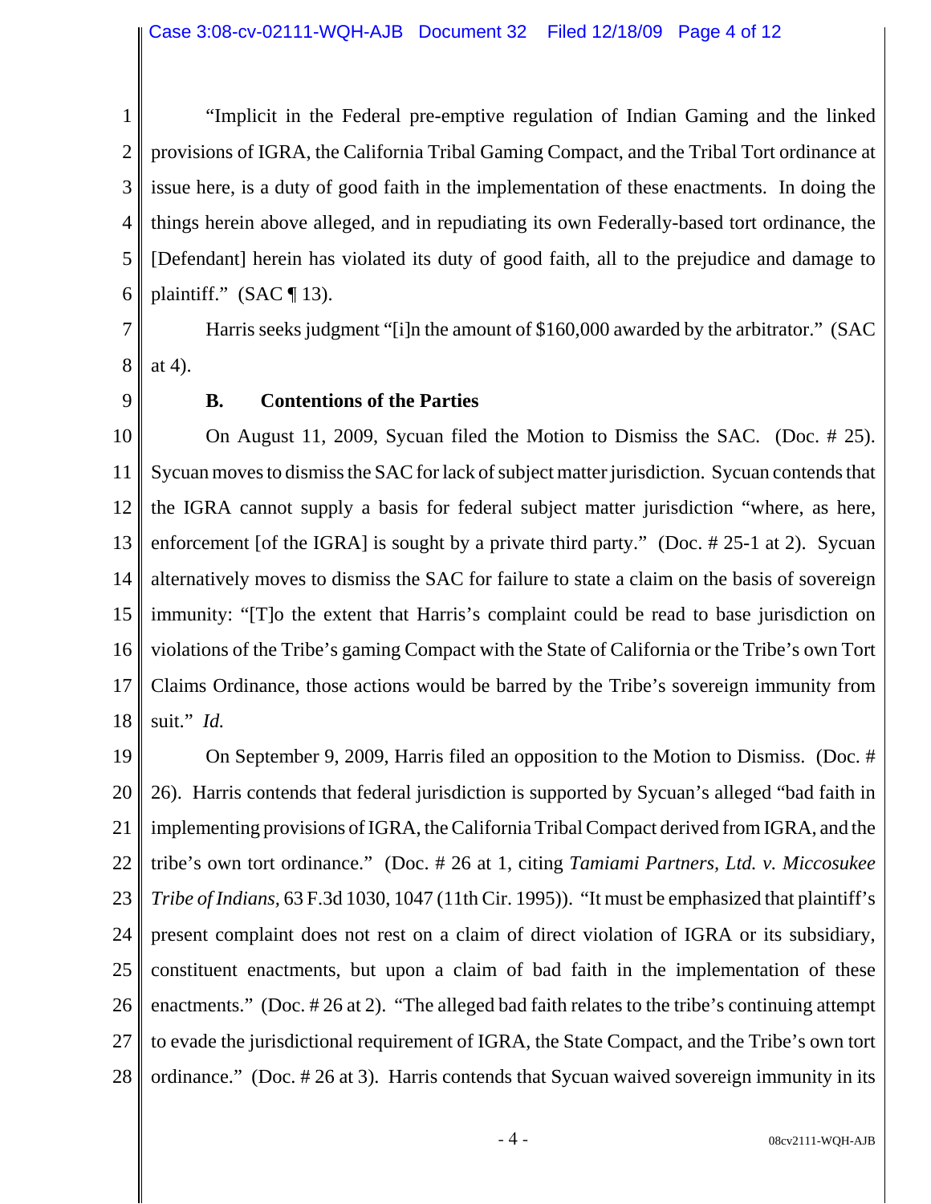"Implicit in the Federal pre-emptive regulation of Indian Gaming and the linked provisions of IGRA, the California Tribal Gaming Compact, and the Tribal Tort ordinance at issue here, is a duty of good faith in the implementation of these enactments. In doing the things herein above alleged, and in repudiating its own Federally-based tort ordinance, the [Defendant] herein has violated its duty of good faith, all to the prejudice and damage to plaintiff." (SAC ¶ 13).

Harris seeks judgment "[i]n the amount of $160,000 awarded by the arbitrator." (SAC at 4).

**B. Contentions of the Parties**

On August 11, 2009, Sycuan filed the Motion to Dismiss the SAC. (Doc. # 25). Sycuan moves to dismiss the SAC for lack of subject matter jurisdiction. Sycuan contends that the IGRA cannot supply a basis for federal subject matter jurisdiction "where, as here, enforcement [of the IGRA] is sought by a private third party." (Doc. # 25-1 at 2). Sycuan alternatively moves to dismiss the SAC for failure to state a claim on the basis of sovereign immunity: "[T]o the extent that Harris's complaint could be read to base jurisdiction on violations of the Tribe's gaming Compact with the State of California or the Tribe's own Tort Claims Ordinance, those actions would be barred by the Tribe's sovereign immunity from suit." *Id.*

On September 9, 2009, Harris filed an opposition to the Motion to Dismiss. (Doc. # 26). Harris contends that federal jurisdiction is supported by Sycuan's alleged "bad faith in implementing provisions of IGRA, the California Tribal Compact derived from IGRA, and the tribe's own tort ordinance." (Doc. # 26 at 1, citing *Tamiami Partners, Ltd. v. Miccosukee Tribe of Indians*, 63 F.3d 1030, 1047 (11th Cir. 1995)). "It must be emphasized that plaintiff's present complaint does not rest on a claim of direct violation of IGRA or its subsidiary, constituent enactments, but upon a claim of bad faith in the implementation of these enactments." (Doc. # 26 at 2). "The alleged bad faith relates to the tribe's continuing attempt to evade the jurisdictional requirement of IGRA, the State Compact, and the Tribe's own tort ordinance." (Doc. # 26 at 3). Harris contends that Sycuan waived sovereign immunity in its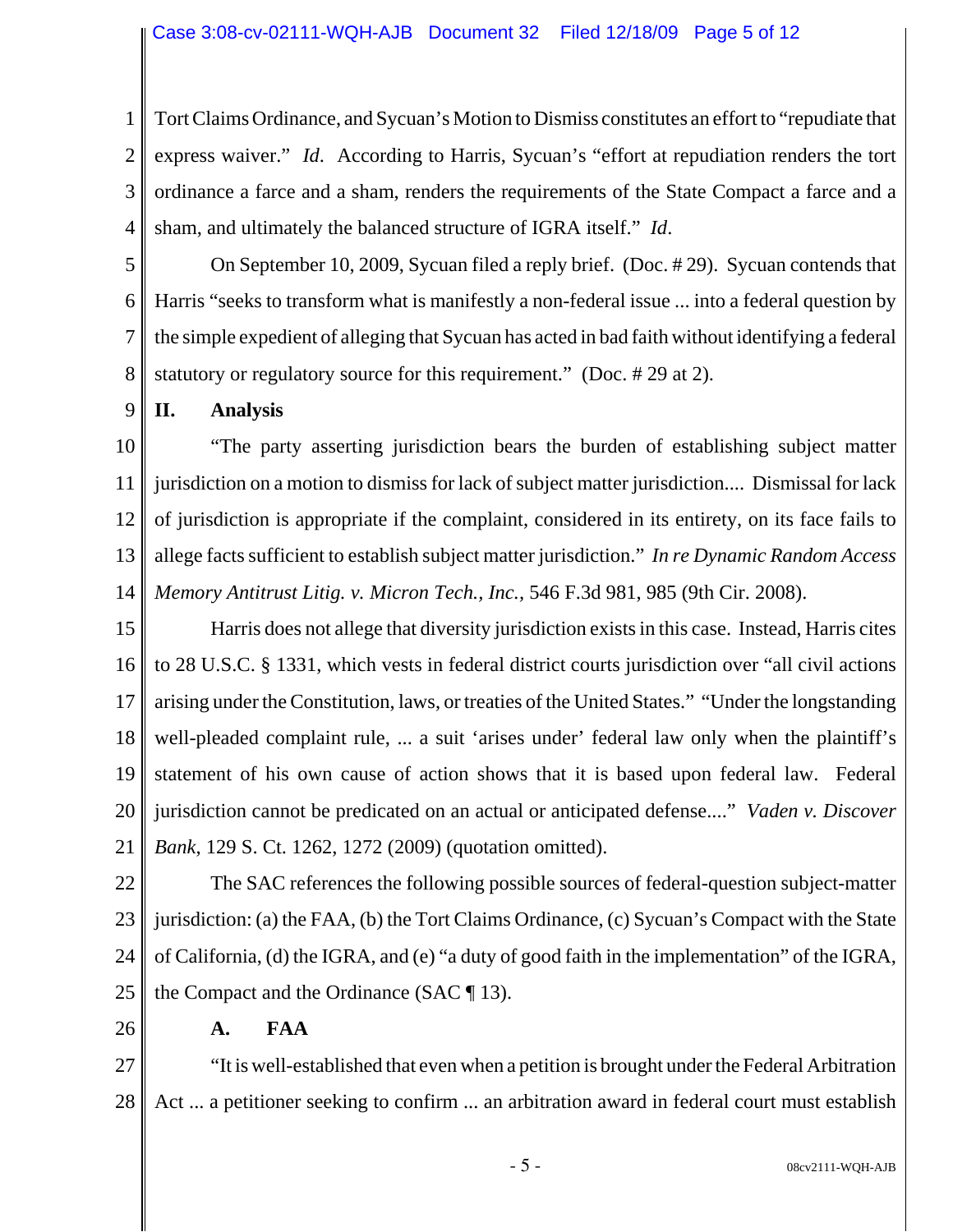Tort Claims Ordinance, and Sycuan's Motion to Dismiss constitutes an effort to "repudiate that express waiver." *Id*. According to Harris, Sycuan's "effort at repudiation renders the tort ordinance a farce and a sham, renders the requirements of the State Compact a farce and a sham, and ultimately the balanced structure of IGRA itself." *Id*.

On September 10, 2009, Sycuan filed a reply brief. (Doc. # 29). Sycuan contends that Harris "seeks to transform what is manifestly a non-federal issue ... into a federal question by the simple expedient of alleging that Sycuan has acted in bad faith without identifying a federal statutory or regulatory source for this requirement." (Doc. # 29 at 2).

## II. Analysis

"The party asserting jurisdiction bears the burden of establishing subject matter jurisdiction on a motion to dismiss for lack of subject matter jurisdiction.... Dismissal for lack of jurisdiction is appropriate if the complaint, considered in its entirety, on its face fails to allege facts sufficient to establish subject matter jurisdiction." *In re Dynamic Random Access Memory Antitrust Litig. v. Micron Tech., Inc.*, 546 F.3d 981, 985 (9th Cir. 2008).

Harris does not allege that diversity jurisdiction exists in this case. Instead, Harris cites to 28 U.S.C. § 1331, which vests in federal district courts jurisdiction over "all civil actions arising under the Constitution, laws, or treaties of the United States." "Under the longstanding well-pleaded complaint rule, ... a suit 'arises under' federal law only when the plaintiff's statement of his own cause of action shows that it is based upon federal law. Federal jurisdiction cannot be predicated on an actual or anticipated defense...." *Vaden v. Discover Bank*, 129 S. Ct. 1262, 1272 (2009) (quotation omitted).

The SAC references the following possible sources of federal-question subject-matter jurisdiction: (a) the FAA, (b) the Tort Claims Ordinance, (c) Sycuan's Compact with the State of California, (d) the IGRA, and (e) "a duty of good faith in the implementation" of the IGRA, the Compact and the Ordinance (SAC ¶ 13).

### A. FAA

"It is well-established that even when a petition is brought under the Federal Arbitration Act ... a petitioner seeking to confirm ... an arbitration award in federal court must establish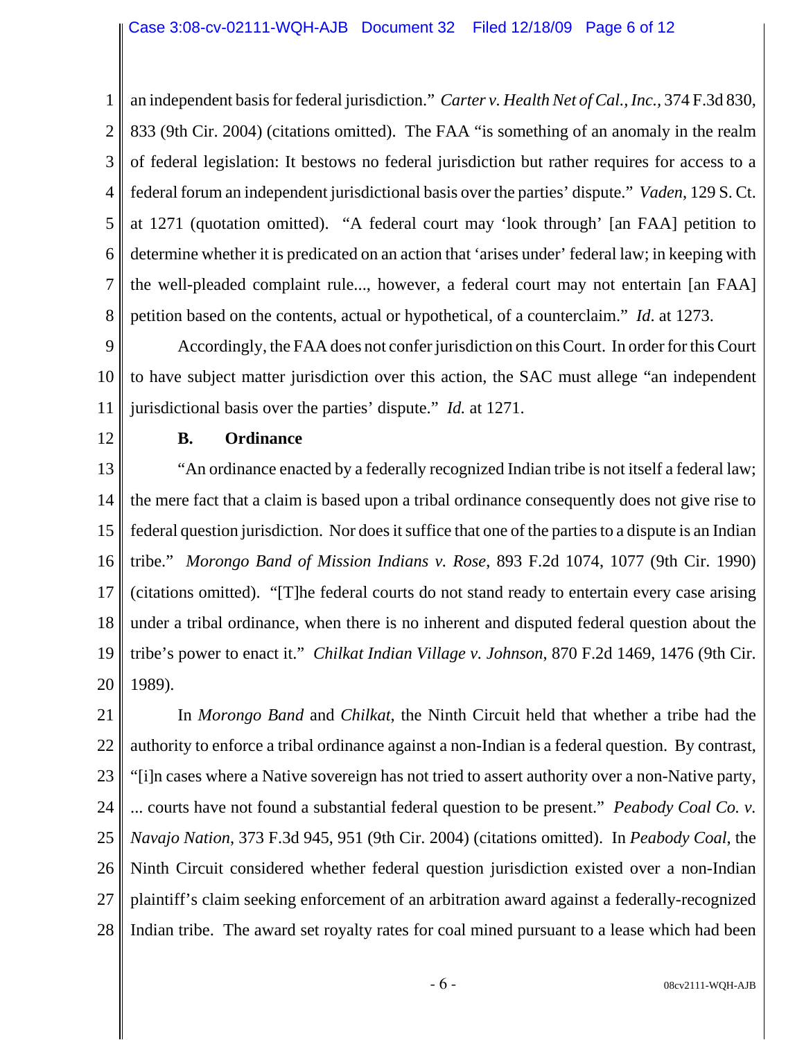an independent basis for federal jurisdiction." *Carter v. Health Net of Cal., Inc.*, 374 F.3d 830, 833 (9th Cir. 2004) (citations omitted). The FAA "is something of an anomaly in the realm of federal legislation: It bestows no federal jurisdiction but rather requires for access to a federal forum an independent jurisdictional basis over the parties' dispute." *Vaden*, 129 S. Ct. at 1271 (quotation omitted). "A federal court may 'look through' [an FAA] petition to determine whether it is predicated on an action that 'arises under' federal law; in keeping with the well-pleaded complaint rule..., however, a federal court may not entertain [an FAA] petition based on the contents, actual or hypothetical, of a counterclaim." *Id.* at 1273.

Accordingly, the FAA does not confer jurisdiction on this Court. In order for this Court to have subject matter jurisdiction over this action, the SAC must allege "an independent jurisdictional basis over the parties' dispute." *Id.* at 1271.

**B. Ordinance**

"An ordinance enacted by a federally recognized Indian tribe is not itself a federal law; the mere fact that a claim is based upon a tribal ordinance consequently does not give rise to federal question jurisdiction. Nor does it suffice that one of the parties to a dispute is an Indian tribe." *Morongo Band of Mission Indians v. Rose*, 893 F.2d 1074, 1077 (9th Cir. 1990) (citations omitted). "[T]he federal courts do not stand ready to entertain every case arising under a tribal ordinance, when there is no inherent and disputed federal question about the tribe's power to enact it." *Chilkat Indian Village v. Johnson*, 870 F.2d 1469, 1476 (9th Cir. 1989).

In *Morongo Band* and *Chilkat*, the Ninth Circuit held that whether a tribe had the authority to enforce a tribal ordinance against a non-Indian is a federal question. By contrast, "[i]n cases where a Native sovereign has not tried to assert authority over a non-Native party, ... courts have not found a substantial federal question to be present." *Peabody Coal Co. v. Navajo Nation*, 373 F.3d 945, 951 (9th Cir. 2004) (citations omitted). In *Peabody Coal*, the Ninth Circuit considered whether federal question jurisdiction existed over a non-Indian plaintiff's claim seeking enforcement of an arbitration award against a federally-recognized Indian tribe. The award set royalty rates for coal mined pursuant to a lease which had been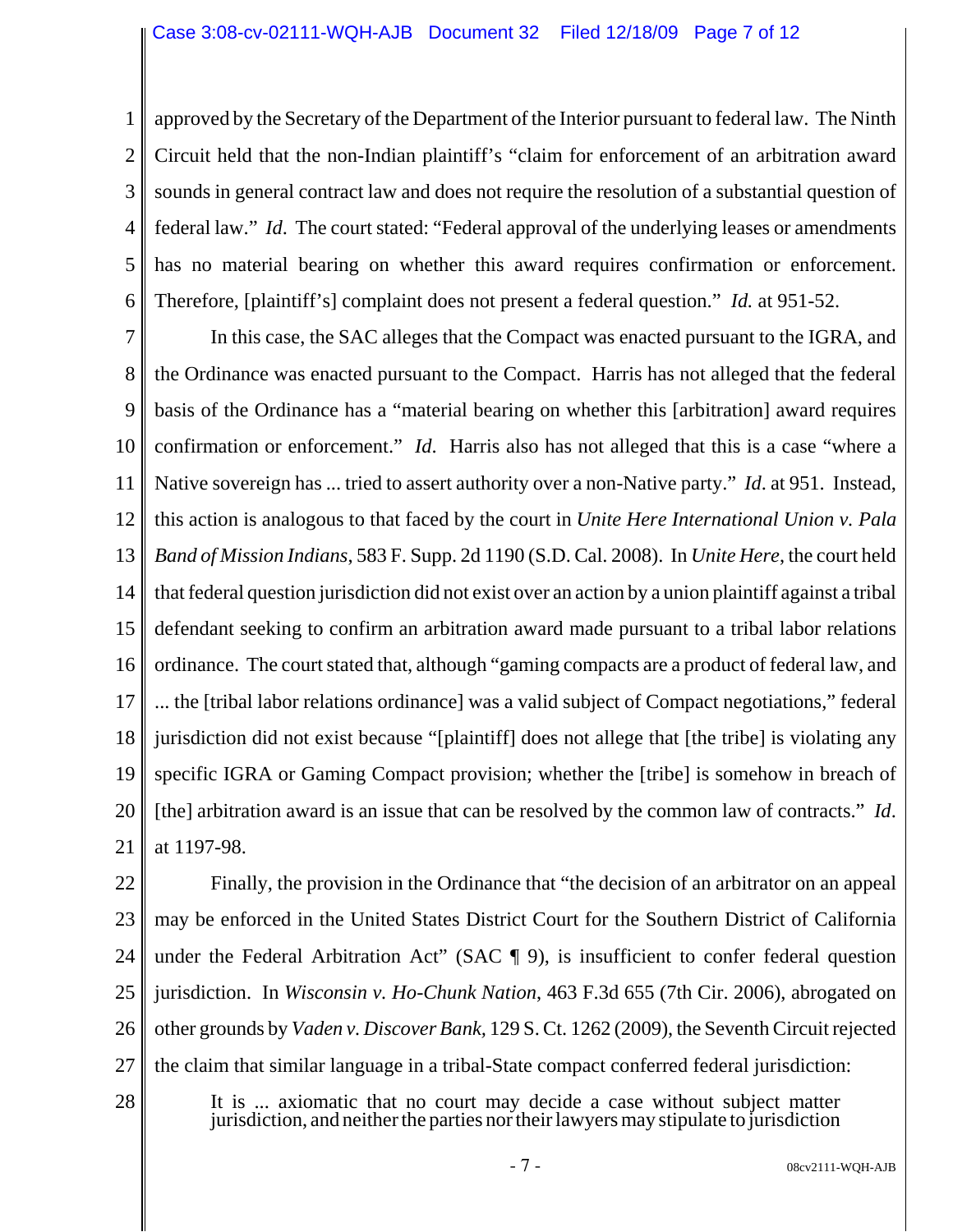approved by the Secretary of the Department of the Interior pursuant to federal law. The Ninth Circuit held that the non-Indian plaintiff's "claim for enforcement of an arbitration award sounds in general contract law and does not require the resolution of a substantial question of federal law." *Id*. The court stated: "Federal approval of the underlying leases or amendments has no material bearing on whether this award requires confirmation or enforcement. Therefore, [plaintiff's] complaint does not present a federal question." *Id.* at 951-52.

In this case, the SAC alleges that the Compact was enacted pursuant to the IGRA, and the Ordinance was enacted pursuant to the Compact. Harris has not alleged that the federal basis of the Ordinance has a "material bearing on whether this [arbitration] award requires confirmation or enforcement." *Id*. Harris also has not alleged that this is a case "where a Native sovereign has ... tried to assert authority over a non-Native party." *Id*. at 951. Instead, this action is analogous to that faced by the court in *Unite Here International Union v. Pala Band of Mission Indians*, 583 F. Supp. 2d 1190 (S.D. Cal. 2008). In *Unite Here*, the court held that federal question jurisdiction did not exist over an action by a union plaintiff against a tribal defendant seeking to confirm an arbitration award made pursuant to a tribal labor relations ordinance. The court stated that, although "gaming compacts are a product of federal law, and ... the [tribal labor relations ordinance] was a valid subject of Compact negotiations," federal jurisdiction did not exist because "[plaintiff] does not allege that [the tribe] is violating any specific IGRA or Gaming Compact provision; whether the [tribe] is somehow in breach of [the] arbitration award is an issue that can be resolved by the common law of contracts." *Id*. at 1197-98.

Finally, the provision in the Ordinance that "the decision of an arbitrator on an appeal may be enforced in the United States District Court for the Southern District of California under the Federal Arbitration Act" (SAC ¶ 9), is insufficient to confer federal question jurisdiction. In *Wisconsin v. Ho-Chunk Nation*, 463 F.3d 655 (7th Cir. 2006), abrogated on other grounds by *Vaden v. Discover Bank*, 129 S. Ct. 1262 (2009), the Seventh Circuit rejected the claim that similar language in a tribal-State compact conferred federal jurisdiction:

> It is ... axiomatic that no court may decide a case without subject matter jurisdiction, and neither the parties nor their lawyers may stipulate to jurisdiction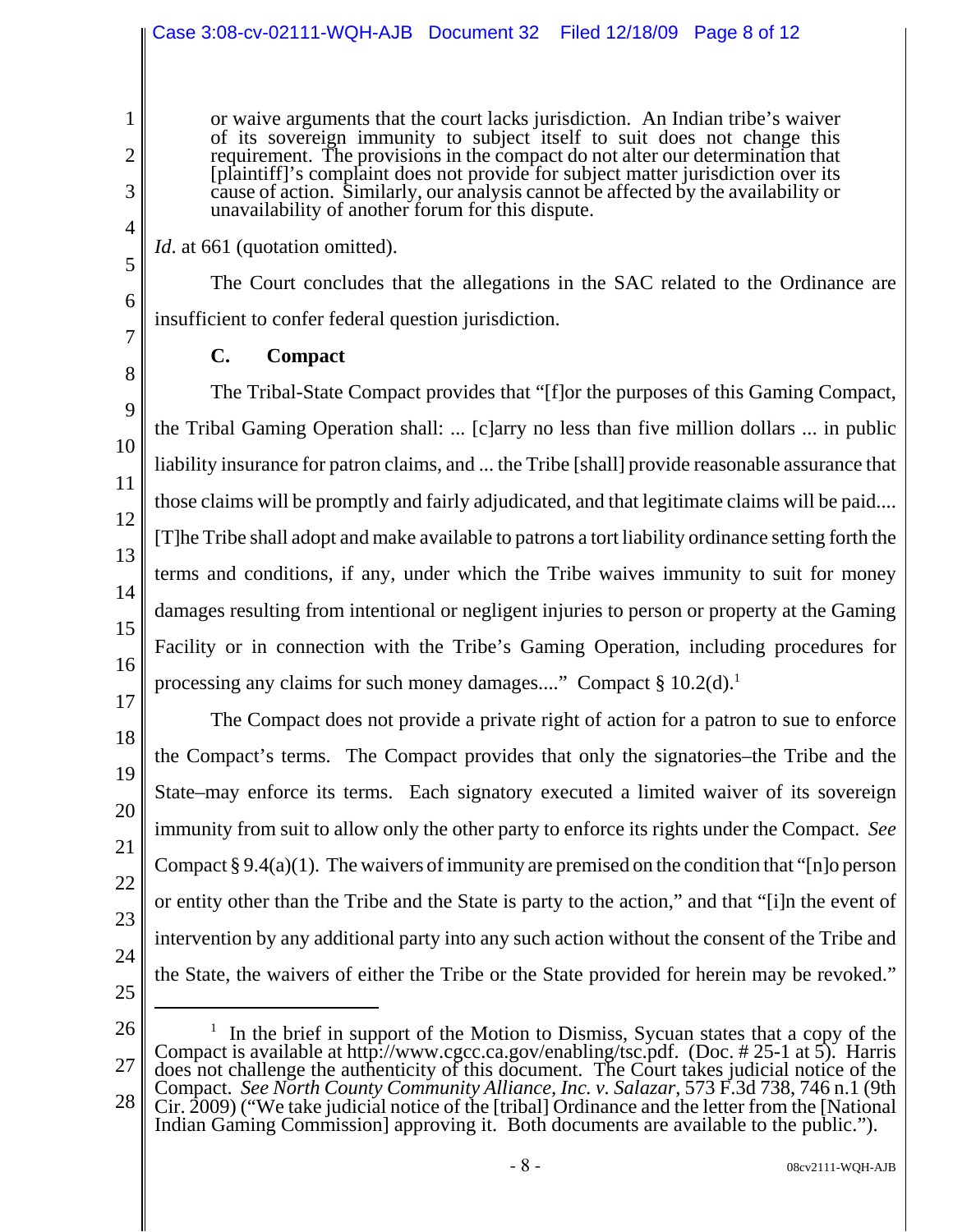> or waive arguments that the court lacks jurisdiction. An Indian tribe's waiver of its sovereign immunity to subject itself to suit does not change this requirement. The provisions in the compact do not alter our determination that [plaintiff]'s complaint does not provide for subject matter jurisdiction over its cause of action. Similarly, our analysis cannot be affected by the availability or unavailability of another forum for this dispute.

*Id*. at 661 (quotation omitted).

The Court concludes that the allegations in the SAC related to the Ordinance are insufficient to confer federal question jurisdiction.

**C. Compact**

The Tribal-State Compact provides that "[f]or the purposes of this Gaming Compact, the Tribal Gaming Operation shall: ... [c]arry no less than five million dollars ... in public liability insurance for patron claims, and ... the Tribe [shall] provide reasonable assurance that those claims will be promptly and fairly adjudicated, and that legitimate claims will be paid.... [T]he Tribe shall adopt and make available to patrons a tort liability ordinance setting forth the terms and conditions, if any, under which the Tribe waives immunity to suit for money damages resulting from intentional or negligent injuries to person or property at the Gaming Facility or in connection with the Tribe's Gaming Operation, including procedures for processing any claims for such money damages...." Compact § 10.2(d).[1]

The Compact does not provide a private right of action for a patron to sue to enforce the Compact's terms. The Compact provides that only the signatories–the Tribe and the State–may enforce its terms. Each signatory executed a limited waiver of its sovereign immunity from suit to allow only the other party to enforce its rights under the Compact. *See* Compact § 9.4(a)(1). The waivers of immunity are premised on the condition that "[n]o person or entity other than the Tribe and the State is party to the action," and that "[i]n the event of intervention by any additional party into any such action without the consent of the Tribe and the State, the waivers of either the Tribe or the State provided for herein may be revoked."

---

[1] In the brief in support of the Motion to Dismiss, Sycuan states that a copy of the Compact is available at http://www.cgcc.ca.gov/enabling/tsc.pdf. (Doc. # 25-1 at 5). Harris does not challenge the authenticity of this document. The Court takes judicial notice of the Compact. *See North County Community Alliance, Inc. v. Salazar*, 573 F.3d 738, 746 n.1 (9th Cir. 2009) ("We take judicial notice of the [tribal] Ordinance and the letter from the [National Indian Gaming Commission] approving it. Both documents are available to the public.").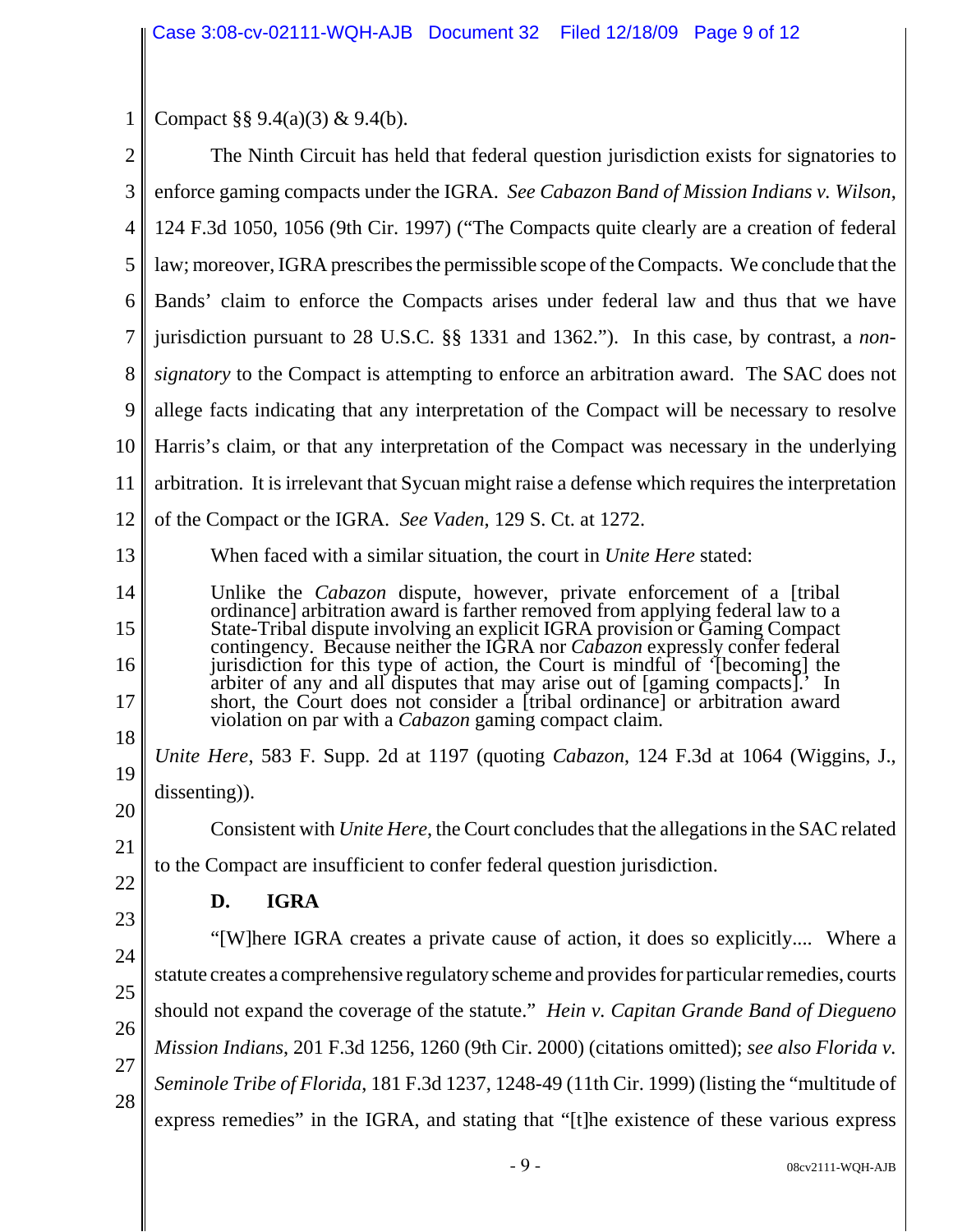Compact §§ 9.4(a)(3) & 9.4(b).

The Ninth Circuit has held that federal question jurisdiction exists for signatories to enforce gaming compacts under the IGRA. *See Cabazon Band of Mission Indians v. Wilson*, 124 F.3d 1050, 1056 (9th Cir. 1997) ("The Compacts quite clearly are a creation of federal law; moreover, IGRA prescribes the permissible scope of the Compacts. We conclude that the Bands' claim to enforce the Compacts arises under federal law and thus that we have jurisdiction pursuant to 28 U.S.C. §§ 1331 and 1362."). In this case, by contrast, a *non-signatory* to the Compact is attempting to enforce an arbitration award. The SAC does not allege facts indicating that any interpretation of the Compact will be necessary to resolve Harris's claim, or that any interpretation of the Compact was necessary in the underlying arbitration. It is irrelevant that Sycuan might raise a defense which requires the interpretation of the Compact or the IGRA. *See Vaden*, 129 S. Ct. at 1272.

When faced with a similar situation, the court in *Unite Here* stated:

> Unlike the *Cabazon* dispute, however, private enforcement of a [tribal ordinance] arbitration award is farther removed from applying federal law to a State-Tribal dispute involving an explicit IGRA provision or Gaming Compact contingency. Because neither the IGRA nor *Cabazon* expressly confer federal jurisdiction for this type of action, the Court is mindful of '[becoming] the arbiter of any and all disputes that may arise out of [gaming compacts].' In short, the Court does not consider a [tribal ordinance] or arbitration award violation on par with a *Cabazon* gaming compact claim.

*Unite Here*, 583 F. Supp. 2d at 1197 (quoting *Cabazon*, 124 F.3d at 1064 (Wiggins, J., dissenting)).

Consistent with *Unite Here*, the Court concludes that the allegations in the SAC related to the Compact are insufficient to confer federal question jurisdiction.

**D. IGRA**

"[W]here IGRA creates a private cause of action, it does so explicitly.... Where a statute creates a comprehensive regulatory scheme and provides for particular remedies, courts should not expand the coverage of the statute." *Hein v. Capitan Grande Band of Diegueno Mission Indians*, 201 F.3d 1256, 1260 (9th Cir. 2000) (citations omitted); *see also Florida v. Seminole Tribe of Florida*, 181 F.3d 1237, 1248-49 (11th Cir. 1999) (listing the "multitude of express remedies" in the IGRA, and stating that "[t]he existence of these various express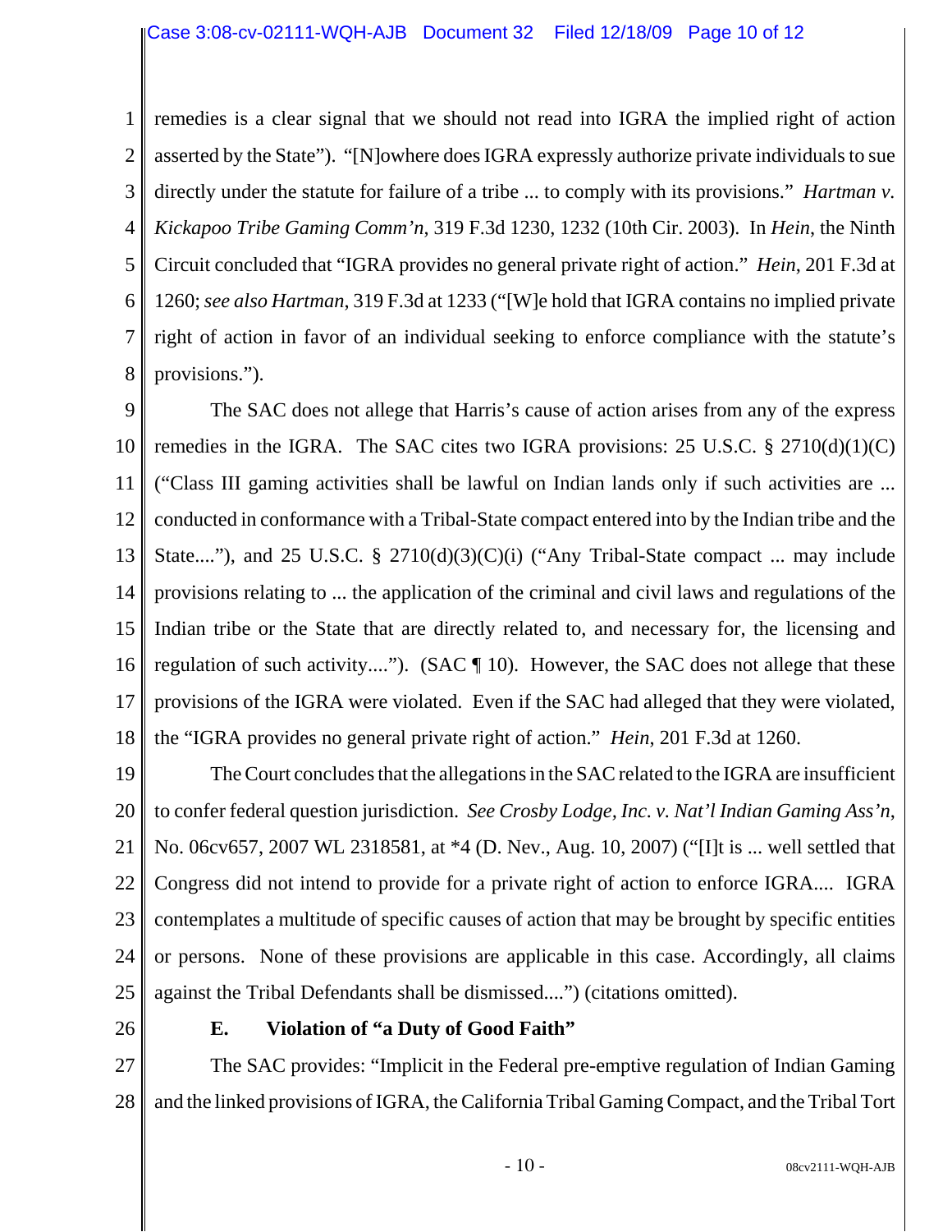remedies is a clear signal that we should not read into IGRA the implied right of action asserted by the State"). "[N]owhere does IGRA expressly authorize private individuals to sue directly under the statute for failure of a tribe ... to comply with its provisions." *Hartman v. Kickapoo Tribe Gaming Comm'n*, 319 F.3d 1230, 1232 (10th Cir. 2003). In *Hein*, the Ninth Circuit concluded that "IGRA provides no general private right of action." *Hein*, 201 F.3d at 1260; *see also Hartman*, 319 F.3d at 1233 ("[W]e hold that IGRA contains no implied private right of action in favor of an individual seeking to enforce compliance with the statute's provisions.").

The SAC does not allege that Harris's cause of action arises from any of the express remedies in the IGRA. The SAC cites two IGRA provisions: 25 U.S.C. § 2710(d)(1)(C) ("Class III gaming activities shall be lawful on Indian lands only if such activities are ... conducted in conformance with a Tribal-State compact entered into by the Indian tribe and the State...."), and 25 U.S.C. § 2710(d)(3)(C)(i) ("Any Tribal-State compact ... may include provisions relating to ... the application of the criminal and civil laws and regulations of the Indian tribe or the State that are directly related to, and necessary for, the licensing and regulation of such activity...."). (SAC ¶ 10). However, the SAC does not allege that these provisions of the IGRA were violated. Even if the SAC had alleged that they were violated, the "IGRA provides no general private right of action." *Hein*, 201 F.3d at 1260.

The Court concludes that the allegations in the SAC related to the IGRA are insufficient to confer federal question jurisdiction. *See Crosby Lodge, Inc. v. Nat'l Indian Gaming Ass'n*, No. 06cv657, 2007 WL 2318581, at *4 (D. Nev., Aug. 10, 2007) ("[I]t is ... well settled that Congress did not intend to provide for a private right of action to enforce IGRA.... IGRA contemplates a multitude of specific causes of action that may be brought by specific entities or persons. None of these provisions are applicable in this case. Accordingly, all claims against the Tribal Defendants shall be dismissed....") (citations omitted).

### E. Violation of "a Duty of Good Faith"

The SAC provides: "Implicit in the Federal pre-emptive regulation of Indian Gaming and the linked provisions of IGRA, the California Tribal Gaming Compact, and the Tribal Tort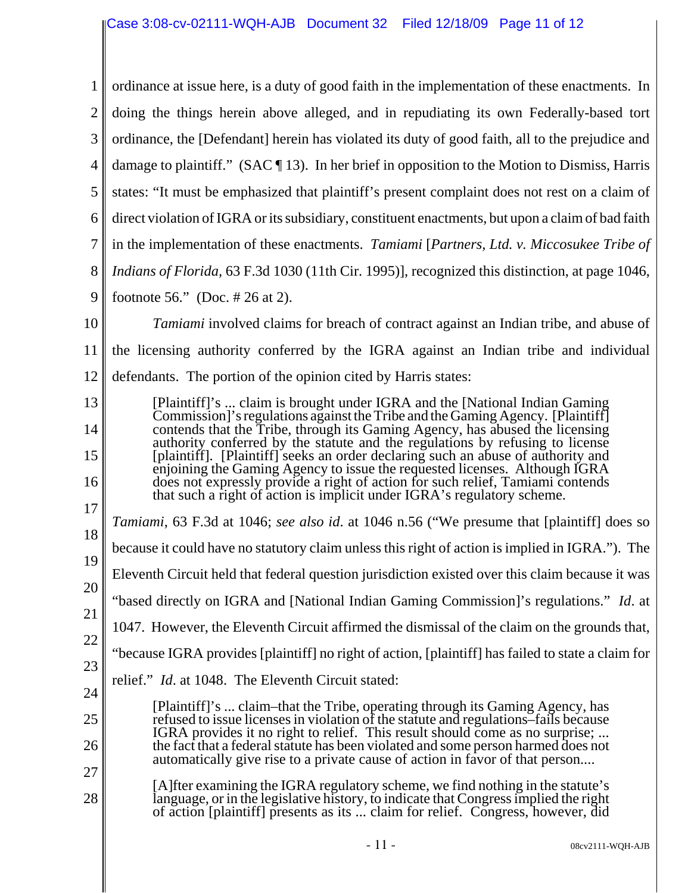ordinance at issue here, is a duty of good faith in the implementation of these enactments. In doing the things herein above alleged, and in repudiating its own Federally-based tort ordinance, the [Defendant] herein has violated its duty of good faith, all to the prejudice and damage to plaintiff." (SAC ¶ 13). In her brief in opposition to the Motion to Dismiss, Harris states: "It must be emphasized that plaintiff's present complaint does not rest on a claim of direct violation of IGRA or its subsidiary, constituent enactments, but upon a claim of bad faith in the implementation of these enactments. *Tamiami* [*Partners, Ltd. v. Miccosukee Tribe of Indians of Florida*, 63 F.3d 1030 (11th Cir. 1995)], recognized this distinction, at page 1046, footnote 56." (Doc. # 26 at 2).

*Tamiami* involved claims for breach of contract against an Indian tribe, and abuse of the licensing authority conferred by the IGRA against an Indian tribe and individual defendants. The portion of the opinion cited by Harris states:

> [Plaintiff]'s ... claim is brought under IGRA and the [National Indian Gaming Commission]'s regulations against the Tribe and the Gaming Agency. [Plaintiff] contends that the Tribe, through its Gaming Agency, has abused the licensing authority conferred by the statute and the regulations by refusing to license [plaintiff]. [Plaintiff] seeks an order declaring such an abuse of authority and enjoining the Gaming Agency to issue the requested licenses. Although IGRA does not expressly provide a right of action for such relief, Tamiami contends that such a right of action is implicit under IGRA's regulatory scheme.

*Tamiami*, 63 F.3d at 1046; *see also id*. at 1046 n.56 ("We presume that [plaintiff] does so because it could have no statutory claim unless this right of action is implied in IGRA."). The Eleventh Circuit held that federal question jurisdiction existed over this claim because it was "based directly on IGRA and [National Indian Gaming Commission]'s regulations." *Id*. at 1047. However, the Eleventh Circuit affirmed the dismissal of the claim on the grounds that, "because IGRA provides [plaintiff] no right of action, [plaintiff] has failed to state a claim for relief." *Id*. at 1048. The Eleventh Circuit stated:

> [Plaintiff]'s ... claim–that the Tribe, operating through its Gaming Agency, has refused to issue licenses in violation of the statute and regulations–fails because IGRA provides it no right to relief. This result should come as no surprise; ... the fact that a federal statute has been violated and some person harmed does not automatically give rise to a private cause of action in favor of that person....
>
> [A]fter examining the IGRA regulatory scheme, we find nothing in the statute's language, or in the legislative history, to indicate that Congress implied the right of action [plaintiff] presents as its ... claim for relief. Congress, however, did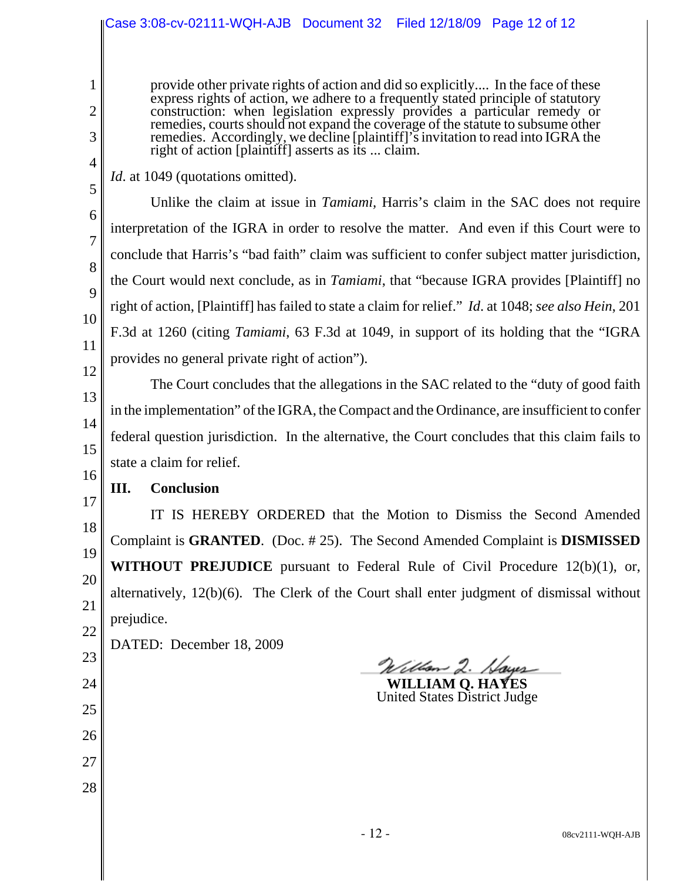> provide other private rights of action and did so explicitly.... In the face of these express rights of action, we adhere to a frequently stated principle of statutory construction: when legislation expressly provides a particular remedy or remedies, courts should not expand the coverage of the statute to subsume other remedies. Accordingly, we decline [plaintiff]'s invitation to read into IGRA the right of action [plaintiff] asserts as its ... claim.

*Id*. at 1049 (quotations omitted).

Unlike the claim at issue in *Tamiami,* Harris's claim in the SAC does not require interpretation of the IGRA in order to resolve the matter. And even if this Court were to conclude that Harris's "bad faith" claim was sufficient to confer subject matter jurisdiction, the Court would next conclude, as in *Tamiami*, that "because IGRA provides [Plaintiff] no right of action, [Plaintiff] has failed to state a claim for relief." *Id*. at 1048; *see also Hein*, 201 F.3d at 1260 (citing *Tamiami*, 63 F.3d at 1049, in support of its holding that the "IGRA provides no general private right of action").

The Court concludes that the allegations in the SAC related to the "duty of good faith in the implementation" of the IGRA, the Compact and the Ordinance, are insufficient to confer federal question jurisdiction. In the alternative, the Court concludes that this claim fails to state a claim for relief.

## III. Conclusion

IT IS HEREBY ORDERED that the Motion to Dismiss the Second Amended Complaint is **GRANTED**. (Doc. # 25). The Second Amended Complaint is **DISMISSED WITHOUT PREJUDICE** pursuant to Federal Rule of Civil Procedure 12(b)(1), or, alternatively, 12(b)(6). The Clerk of the Court shall enter judgment of dismissal without prejudice.

DATED: December 18, 2009

**WILLIAM Q. HAYES**
United States District Judge